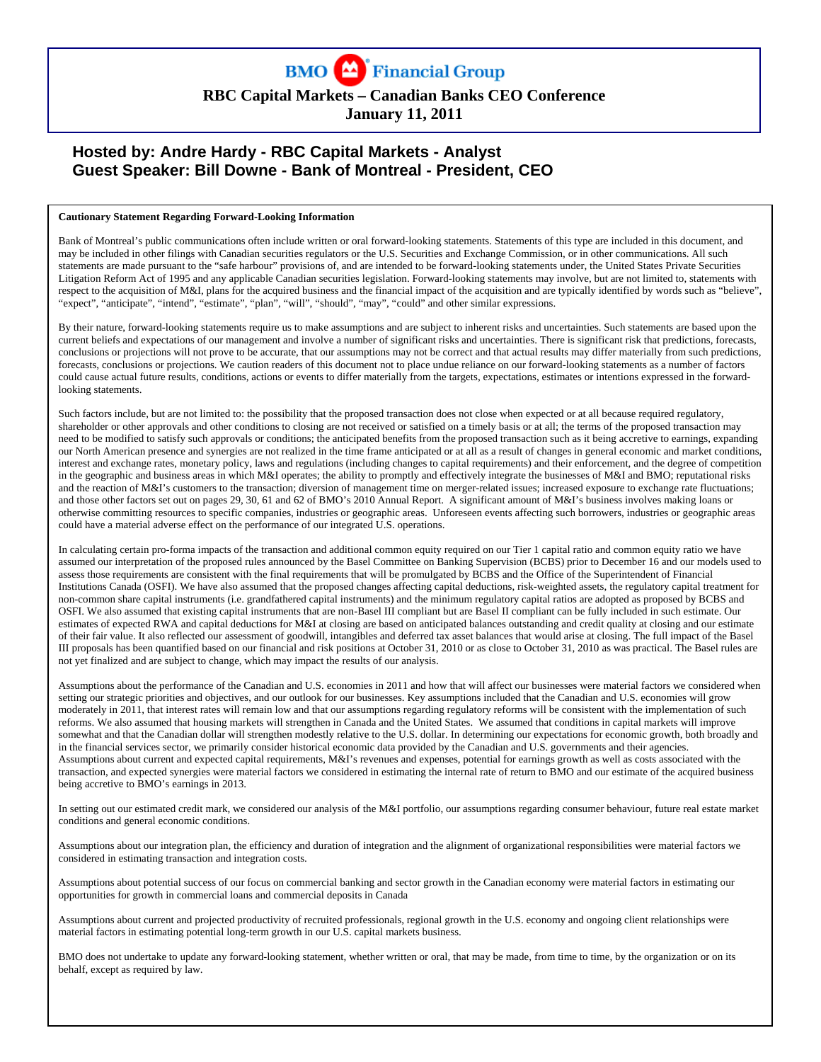# BMO Financial Group

**RBC Capital Markets – Canadian Banks CEO Conference**

**January 11, 2011**

## Hosted by: Andre Hardy - RBC Capital Markets - Analyst
## Guest Speaker: Bill Downe - Bank of Montreal - President, CEO

**Cautionary Statement Regarding Forward-Looking Information**

Bank of Montreal's public communications often include written or oral forward-looking statements. Statements of this type are included in this document, and may be included in other filings with Canadian securities regulators or the U.S. Securities and Exchange Commission, or in other communications. All such statements are made pursuant to the "safe harbour" provisions of, and are intended to be forward-looking statements under, the United States Private Securities Litigation Reform Act of 1995 and any applicable Canadian securities legislation. Forward-looking statements may involve, but are not limited to, statements with respect to the acquisition of M&I, plans for the acquired business and the financial impact of the acquisition and are typically identified by words such as "believe", "expect", "anticipate", "intend", "estimate", "plan", "will", "should", "may", "could" and other similar expressions.

By their nature, forward-looking statements require us to make assumptions and are subject to inherent risks and uncertainties. Such statements are based upon the current beliefs and expectations of our management and involve a number of significant risks and uncertainties. There is significant risk that predictions, forecasts, conclusions or projections will not prove to be accurate, that our assumptions may not be correct and that actual results may differ materially from such predictions, forecasts, conclusions or projections. We caution readers of this document not to place undue reliance on our forward-looking statements as a number of factors could cause actual future results, conditions, actions or events to differ materially from the targets, expectations, estimates or intentions expressed in the forward-looking statements.

Such factors include, but are not limited to: the possibility that the proposed transaction does not close when expected or at all because required regulatory, shareholder or other approvals and other conditions to closing are not received or satisfied on a timely basis or at all; the terms of the proposed transaction may need to be modified to satisfy such approvals or conditions; the anticipated benefits from the proposed transaction such as it being accretive to earnings, expanding our North American presence and synergies are not realized in the time frame anticipated or at all as a result of changes in general economic and market conditions, interest and exchange rates, monetary policy, laws and regulations (including changes to capital requirements) and their enforcement, and the degree of competition in the geographic and business areas in which M&I operates; the ability to promptly and effectively integrate the businesses of M&I and BMO; reputational risks and the reaction of M&I's customers to the transaction; diversion of management time on merger-related issues; increased exposure to exchange rate fluctuations; and those other factors set out on pages 29, 30, 61 and 62 of BMO's 2010 Annual Report. A significant amount of M&I's business involves making loans or otherwise committing resources to specific companies, industries or geographic areas. Unforeseen events affecting such borrowers, industries or geographic areas could have a material adverse effect on the performance of our integrated U.S. operations.

In calculating certain pro-forma impacts of the transaction and additional common equity required on our Tier 1 capital ratio and common equity ratio we have assumed our interpretation of the proposed rules announced by the Basel Committee on Banking Supervision (BCBS) prior to December 16 and our models used to assess those requirements are consistent with the final requirements that will be promulgated by BCBS and the Office of the Superintendent of Financial Institutions Canada (OSFI). We have also assumed that the proposed changes affecting capital deductions, risk-weighted assets, the regulatory capital treatment for non-common share capital instruments (i.e. grandfathered capital instruments) and the minimum regulatory capital ratios are adopted as proposed by BCBS and OSFI. We also assumed that existing capital instruments that are non-Basel III compliant but are Basel II compliant can be fully included in such estimate. Our estimates of expected RWA and capital deductions for M&I at closing are based on anticipated balances outstanding and credit quality at closing and our estimate of their fair value. It also reflected our assessment of goodwill, intangibles and deferred tax asset balances that would arise at closing. The full impact of the Basel III proposals has been quantified based on our financial and risk positions at October 31, 2010 or as close to October 31, 2010 as was practical. The Basel rules are not yet finalized and are subject to change, which may impact the results of our analysis.

Assumptions about the performance of the Canadian and U.S. economies in 2011 and how that will affect our businesses were material factors we considered when setting our strategic priorities and objectives, and our outlook for our businesses. Key assumptions included that the Canadian and U.S. economies will grow moderately in 2011, that interest rates will remain low and that our assumptions regarding regulatory reforms will be consistent with the implementation of such reforms. We also assumed that housing markets will strengthen in Canada and the United States. We assumed that conditions in capital markets will improve somewhat and that the Canadian dollar will strengthen modestly relative to the U.S. dollar. In determining our expectations for economic growth, both broadly and in the financial services sector, we primarily consider historical economic data provided by the Canadian and U.S. governments and their agencies. Assumptions about current and expected capital requirements, M&I's revenues and expenses, potential for earnings growth as well as costs associated with the transaction, and expected synergies were material factors we considered in estimating the internal rate of return to BMO and our estimate of the acquired business being accretive to BMO's earnings in 2013.

In setting out our estimated credit mark, we considered our analysis of the M&I portfolio, our assumptions regarding consumer behaviour, future real estate market conditions and general economic conditions.

Assumptions about our integration plan, the efficiency and duration of integration and the alignment of organizational responsibilities were material factors we considered in estimating transaction and integration costs.

Assumptions about potential success of our focus on commercial banking and sector growth in the Canadian economy were material factors in estimating our opportunities for growth in commercial loans and commercial deposits in Canada

Assumptions about current and projected productivity of recruited professionals, regional growth in the U.S. economy and ongoing client relationships were material factors in estimating potential long-term growth in our U.S. capital markets business.

BMO does not undertake to update any forward-looking statement, whether written or oral, that may be made, from time to time, by the organization or on its behalf, except as required by law.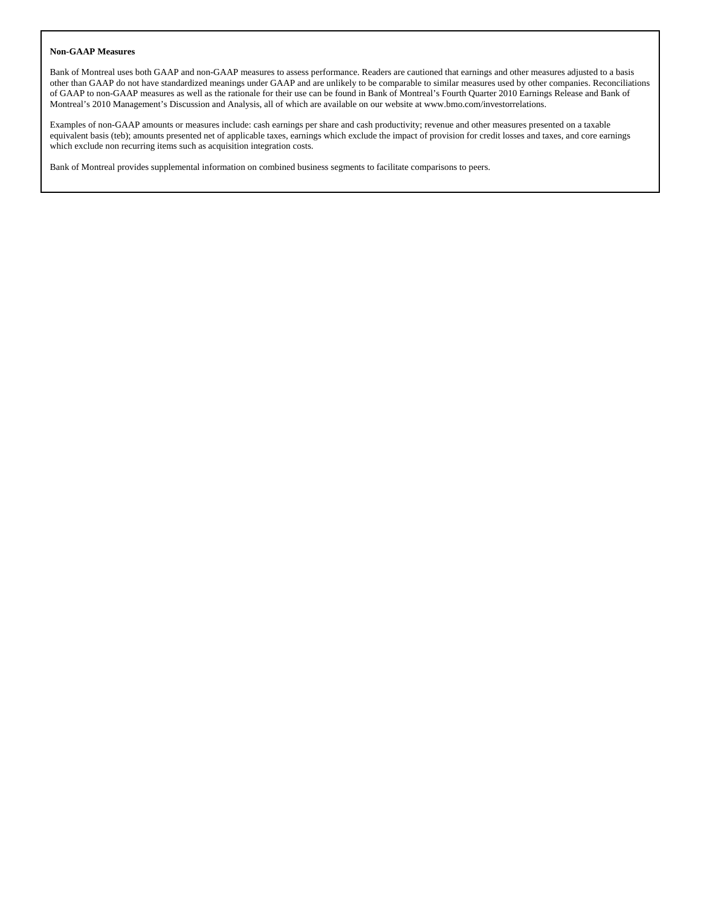**Non-GAAP Measures**

Bank of Montreal uses both GAAP and non-GAAP measures to assess performance. Readers are cautioned that earnings and other measures adjusted to a basis other than GAAP do not have standardized meanings under GAAP and are unlikely to be comparable to similar measures used by other companies. Reconciliations of GAAP to non-GAAP measures as well as the rationale for their use can be found in Bank of Montreal's Fourth Quarter 2010 Earnings Release and Bank of Montreal's 2010 Management's Discussion and Analysis, all of which are available on our website at www.bmo.com/investorrelations.

Examples of non-GAAP amounts or measures include: cash earnings per share and cash productivity; revenue and other measures presented on a taxable equivalent basis (teb); amounts presented net of applicable taxes, earnings which exclude the impact of provision for credit losses and taxes, and core earnings which exclude non recurring items such as acquisition integration costs.

Bank of Montreal provides supplemental information on combined business segments to facilitate comparisons to peers.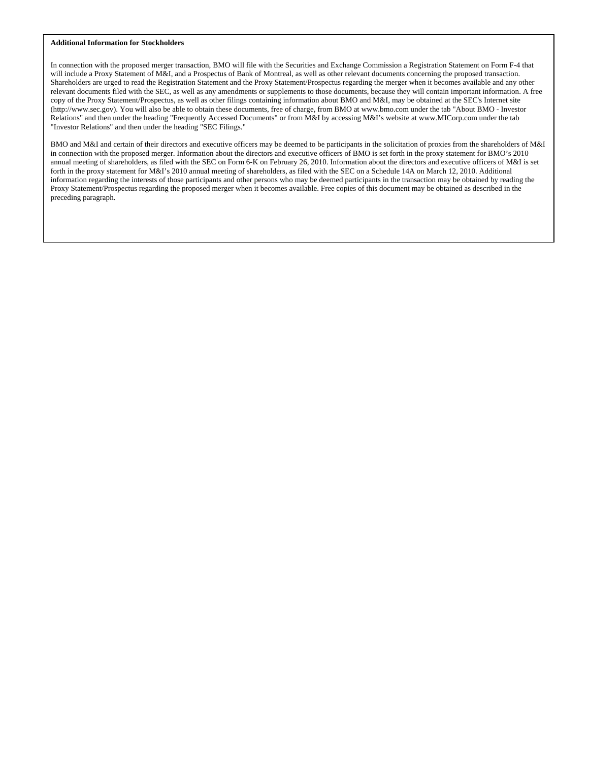**Additional Information for Stockholders**

In connection with the proposed merger transaction, BMO will file with the Securities and Exchange Commission a Registration Statement on Form F-4 that will include a Proxy Statement of M&I, and a Prospectus of Bank of Montreal, as well as other relevant documents concerning the proposed transaction. Shareholders are urged to read the Registration Statement and the Proxy Statement/Prospectus regarding the merger when it becomes available and any other relevant documents filed with the SEC, as well as any amendments or supplements to those documents, because they will contain important information. A free copy of the Proxy Statement/Prospectus, as well as other filings containing information about BMO and M&I, may be obtained at the SEC's Internet site (http://www.sec.gov). You will also be able to obtain these documents, free of charge, from BMO at www.bmo.com under the tab "About BMO - Investor Relations" and then under the heading "Frequently Accessed Documents" or from M&I by accessing M&I's website at www.MICorp.com under the tab "Investor Relations" and then under the heading "SEC Filings."

BMO and M&I and certain of their directors and executive officers may be deemed to be participants in the solicitation of proxies from the shareholders of M&I in connection with the proposed merger. Information about the directors and executive officers of BMO is set forth in the proxy statement for BMO's 2010 annual meeting of shareholders, as filed with the SEC on Form 6-K on February 26, 2010. Information about the directors and executive officers of M&I is set forth in the proxy statement for M&I's 2010 annual meeting of shareholders, as filed with the SEC on a Schedule 14A on March 12, 2010. Additional information regarding the interests of those participants and other persons who may be deemed participants in the transaction may be obtained by reading the Proxy Statement/Prospectus regarding the proposed merger when it becomes available. Free copies of this document may be obtained as described in the preceding paragraph.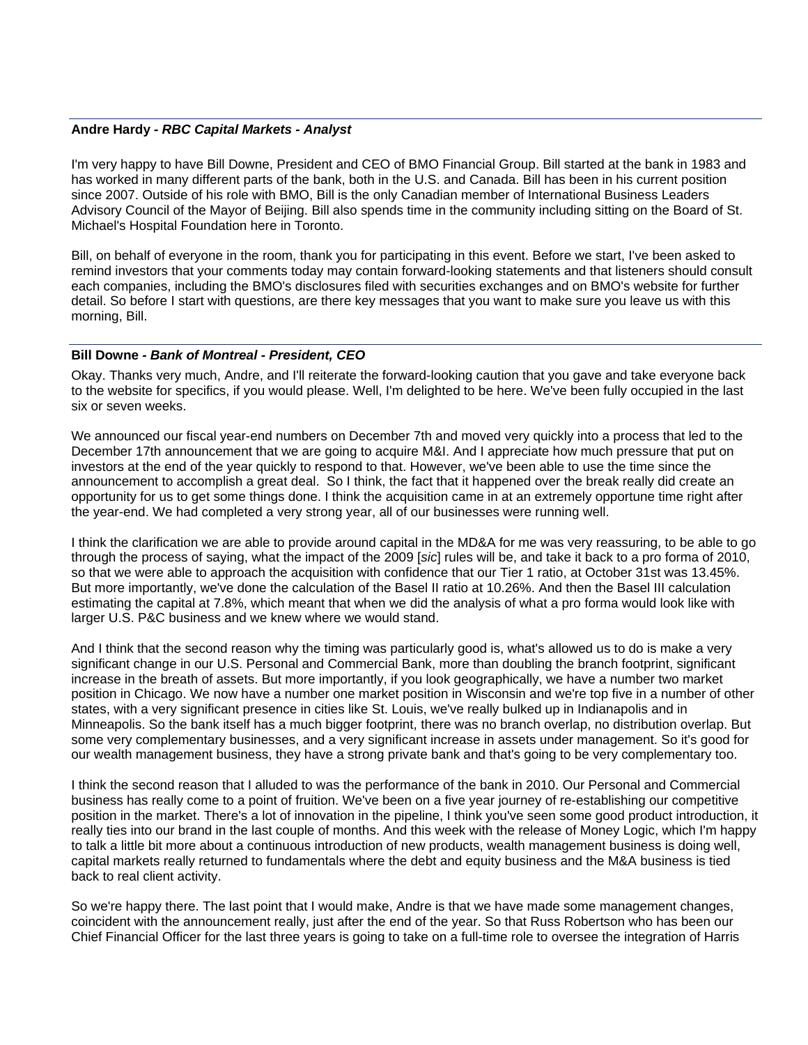**Andre Hardy** - ***RBC Capital Markets - Analyst***

I'm very happy to have Bill Downe, President and CEO of BMO Financial Group. Bill started at the bank in 1983 and has worked in many different parts of the bank, both in the U.S. and Canada. Bill has been in his current position since 2007. Outside of his role with BMO, Bill is the only Canadian member of International Business Leaders Advisory Council of the Mayor of Beijing. Bill also spends time in the community including sitting on the Board of St. Michael's Hospital Foundation here in Toronto.

Bill, on behalf of everyone in the room, thank you for participating in this event. Before we start, I've been asked to remind investors that your comments today may contain forward-looking statements and that listeners should consult each companies, including the BMO's disclosures filed with securities exchanges and on BMO's website for further detail. So before I start with questions, are there key messages that you want to make sure you leave us with this morning, Bill.

**Bill Downe** - ***Bank of Montreal - President, CEO***

Okay. Thanks very much, Andre, and I'll reiterate the forward-looking caution that you gave and take everyone back to the website for specifics, if you would please. Well, I'm delighted to be here. We've been fully occupied in the last six or seven weeks.

We announced our fiscal year-end numbers on December 7th and moved very quickly into a process that led to the December 17th announcement that we are going to acquire M&I. And I appreciate how much pressure that put on investors at the end of the year quickly to respond to that. However, we've been able to use the time since the announcement to accomplish a great deal. So I think, the fact that it happened over the break really did create an opportunity for us to get some things done. I think the acquisition came in at an extremely opportune time right after the year-end. We had completed a very strong year, all of our businesses were running well.

I think the clarification we are able to provide around capital in the MD&A for me was very reassuring, to be able to go through the process of saying, what the impact of the 2009 [*sic*] rules will be, and take it back to a pro forma of 2010, so that we were able to approach the acquisition with confidence that our Tier 1 ratio, at October 31st was 13.45%. But more importantly, we've done the calculation of the Basel II ratio at 10.26%. And then the Basel III calculation estimating the capital at 7.8%, which meant that when we did the analysis of what a pro forma would look like with larger U.S. P&C business and we knew where we would stand.

And I think that the second reason why the timing was particularly good is, what's allowed us to do is make a very significant change in our U.S. Personal and Commercial Bank, more than doubling the branch footprint, significant increase in the breath of assets. But more importantly, if you look geographically, we have a number two market position in Chicago. We now have a number one market position in Wisconsin and we're top five in a number of other states, with a very significant presence in cities like St. Louis, we've really bulked up in Indianapolis and in Minneapolis. So the bank itself has a much bigger footprint, there was no branch overlap, no distribution overlap. But some very complementary businesses, and a very significant increase in assets under management. So it's good for our wealth management business, they have a strong private bank and that's going to be very complementary too.

I think the second reason that I alluded to was the performance of the bank in 2010. Our Personal and Commercial business has really come to a point of fruition. We've been on a five year journey of re-establishing our competitive position in the market. There's a lot of innovation in the pipeline, I think you've seen some good product introduction, it really ties into our brand in the last couple of months. And this week with the release of Money Logic, which I'm happy to talk a little bit more about a continuous introduction of new products, wealth management business is doing well, capital markets really returned to fundamentals where the debt and equity business and the M&A business is tied back to real client activity.

So we're happy there. The last point that I would make, Andre is that we have made some management changes, coincident with the announcement really, just after the end of the year. So that Russ Robertson who has been our Chief Financial Officer for the last three years is going to take on a full-time role to oversee the integration of Harris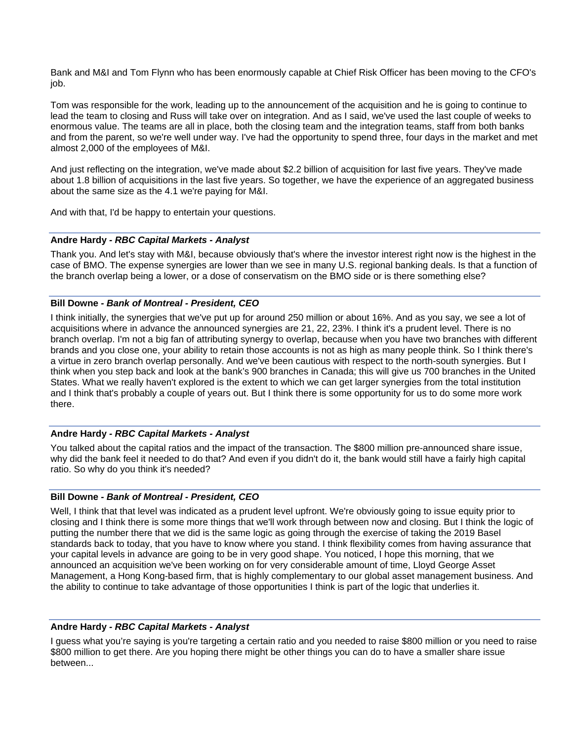Bank and M&I and Tom Flynn who has been enormously capable at Chief Risk Officer has been moving to the CFO's job.

Tom was responsible for the work, leading up to the announcement of the acquisition and he is going to continue to lead the team to closing and Russ will take over on integration. And as I said, we've used the last couple of weeks to enormous value. The teams are all in place, both the closing team and the integration teams, staff from both banks and from the parent, so we're well under way. I've had the opportunity to spend three, four days in the market and met almost 2,000 of the employees of M&I.

And just reflecting on the integration, we've made about $2.2 billion of acquisition for last five years. They've made about 1.8 billion of acquisitions in the last five years. So together, we have the experience of an aggregated business about the same size as the 4.1 we're paying for M&I.

And with that, I'd be happy to entertain your questions.

---

**Andre Hardy** - ***RBC Capital Markets - Analyst***

Thank you. And let's stay with M&I, because obviously that's where the investor interest right now is the highest in the case of BMO. The expense synergies are lower than we see in many U.S. regional banking deals. Is that a function of the branch overlap being a lower, or a dose of conservatism on the BMO side or is there something else?

---

**Bill Downe** - ***Bank of Montreal - President, CEO***

I think initially, the synergies that we've put up for around 250 million or about 16%. And as you say, we see a lot of acquisitions where in advance the announced synergies are 21, 22, 23%. I think it's a prudent level. There is no branch overlap. I'm not a big fan of attributing synergy to overlap, because when you have two branches with different brands and you close one, your ability to retain those accounts is not as high as many people think. So I think there's a virtue in zero branch overlap personally. And we've been cautious with respect to the north-south synergies. But I think when you step back and look at the bank's 900 branches in Canada; this will give us 700 branches in the United States. What we really haven't explored is the extent to which we can get larger synergies from the total institution and I think that's probably a couple of years out. But I think there is some opportunity for us to do some more work there.

---

**Andre Hardy** - ***RBC Capital Markets - Analyst***

You talked about the capital ratios and the impact of the transaction. The $800 million pre-announced share issue, why did the bank feel it needed to do that? And even if you didn't do it, the bank would still have a fairly high capital ratio. So why do you think it's needed?

---

**Bill Downe** - ***Bank of Montreal - President, CEO***

Well, I think that that level was indicated as a prudent level upfront. We're obviously going to issue equity prior to closing and I think there is some more things that we'll work through between now and closing. But I think the logic of putting the number there that we did is the same logic as going through the exercise of taking the 2019 Basel standards back to today, that you have to know where you stand. I think flexibility comes from having assurance that your capital levels in advance are going to be in very good shape. You noticed, I hope this morning, that we announced an acquisition we've been working on for very considerable amount of time, Lloyd George Asset Management, a Hong Kong-based firm, that is highly complementary to our global asset management business. And the ability to continue to take advantage of those opportunities I think is part of the logic that underlies it.

---

**Andre Hardy** - ***RBC Capital Markets - Analyst***

I guess what you're saying is you're targeting a certain ratio and you needed to raise $800 million or you need to raise $800 million to get there. Are you hoping there might be other things you can do to have a smaller share issue between...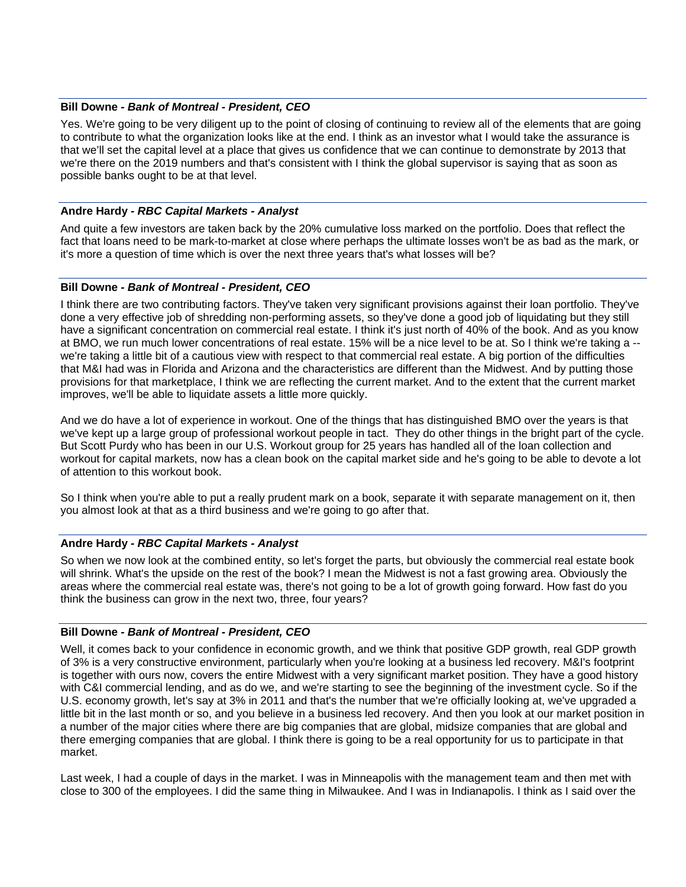**Bill Downe** - ***Bank of Montreal - President, CEO***

Yes. We're going to be very diligent up to the point of closing of continuing to review all of the elements that are going to contribute to what the organization looks like at the end. I think as an investor what I would take the assurance is that we'll set the capital level at a place that gives us confidence that we can continue to demonstrate by 2013 that we're there on the 2019 numbers and that's consistent with I think the global supervisor is saying that as soon as possible banks ought to be at that level.

**Andre Hardy** - ***RBC Capital Markets - Analyst***

And quite a few investors are taken back by the 20% cumulative loss marked on the portfolio. Does that reflect the fact that loans need to be mark-to-market at close where perhaps the ultimate losses won't be as bad as the mark, or it's more a question of time which is over the next three years that's what losses will be?

**Bill Downe** - ***Bank of Montreal - President, CEO***

I think there are two contributing factors. They've taken very significant provisions against their loan portfolio. They've done a very effective job of shredding non-performing assets, so they've done a good job of liquidating but they still have a significant concentration on commercial real estate. I think it's just north of 40% of the book. And as you know at BMO, we run much lower concentrations of real estate. 15% will be a nice level to be at. So I think we're taking a -- we're taking a little bit of a cautious view with respect to that commercial real estate. A big portion of the difficulties that M&I had was in Florida and Arizona and the characteristics are different than the Midwest. And by putting those provisions for that marketplace, I think we are reflecting the current market. And to the extent that the current market improves, we'll be able to liquidate assets a little more quickly.

And we do have a lot of experience in workout. One of the things that has distinguished BMO over the years is that we've kept up a large group of professional workout people in tact. They do other things in the bright part of the cycle. But Scott Purdy who has been in our U.S. Workout group for 25 years has handled all of the loan collection and workout for capital markets, now has a clean book on the capital market side and he's going to be able to devote a lot of attention to this workout book.

So I think when you're able to put a really prudent mark on a book, separate it with separate management on it, then you almost look at that as a third business and we're going to go after that.

**Andre Hardy** - ***RBC Capital Markets - Analyst***

So when we now look at the combined entity, so let's forget the parts, but obviously the commercial real estate book will shrink. What's the upside on the rest of the book? I mean the Midwest is not a fast growing area. Obviously the areas where the commercial real estate was, there's not going to be a lot of growth going forward. How fast do you think the business can grow in the next two, three, four years?

**Bill Downe** - ***Bank of Montreal - President, CEO***

Well, it comes back to your confidence in economic growth, and we think that positive GDP growth, real GDP growth of 3% is a very constructive environment, particularly when you're looking at a business led recovery. M&I's footprint is together with ours now, covers the entire Midwest with a very significant market position. They have a good history with C&I commercial lending, and as do we, and we're starting to see the beginning of the investment cycle. So if the U.S. economy growth, let's say at 3% in 2011 and that's the number that we're officially looking at, we've upgraded a little bit in the last month or so, and you believe in a business led recovery. And then you look at our market position in a number of the major cities where there are big companies that are global, midsize companies that are global and there emerging companies that are global. I think there is going to be a real opportunity for us to participate in that market.

Last week, I had a couple of days in the market. I was in Minneapolis with the management team and then met with close to 300 of the employees. I did the same thing in Milwaukee. And I was in Indianapolis. I think as I said over the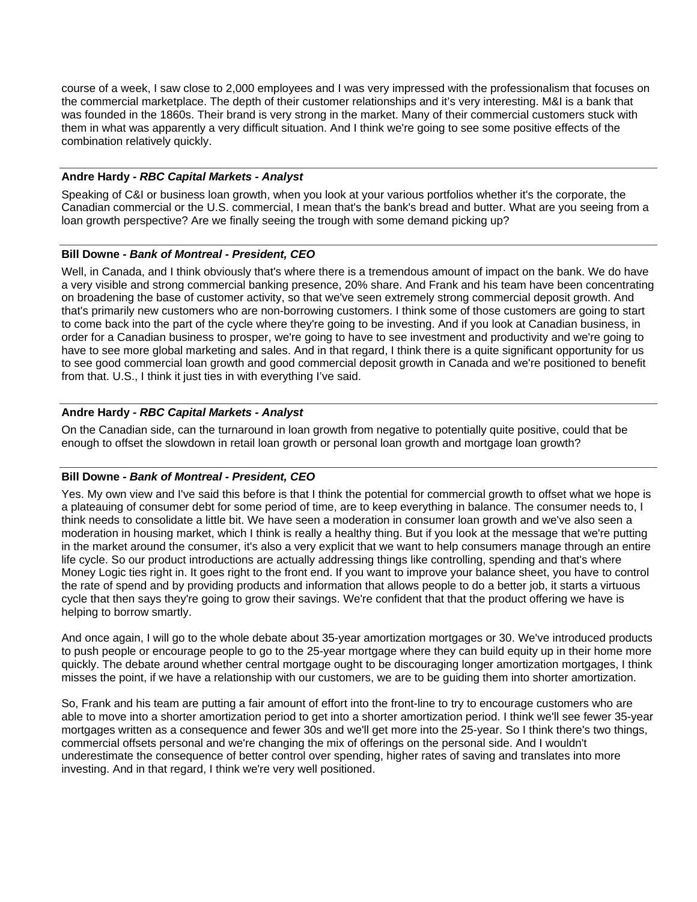course of a week, I saw close to 2,000 employees and I was very impressed with the professionalism that focuses on the commercial marketplace. The depth of their customer relationships and it's very interesting. M&I is a bank that was founded in the 1860s. Their brand is very strong in the market. Many of their commercial customers stuck with them in what was apparently a very difficult situation. And I think we're going to see some positive effects of the combination relatively quickly.

---

**Andre Hardy - *RBC Capital Markets - Analyst***

Speaking of C&I or business loan growth, when you look at your various portfolios whether it's the corporate, the Canadian commercial or the U.S. commercial, I mean that's the bank's bread and butter. What are you seeing from a loan growth perspective? Are we finally seeing the trough with some demand picking up?

---

**Bill Downe - *Bank of Montreal - President, CEO***

Well, in Canada, and I think obviously that's where there is a tremendous amount of impact on the bank. We do have a very visible and strong commercial banking presence, 20% share. And Frank and his team have been concentrating on broadening the base of customer activity, so that we've seen extremely strong commercial deposit growth. And that's primarily new customers who are non-borrowing customers. I think some of those customers are going to start to come back into the part of the cycle where they're going to be investing. And if you look at Canadian business, in order for a Canadian business to prosper, we're going to have to see investment and productivity and we're going to have to see more global marketing and sales. And in that regard, I think there is a quite significant opportunity for us to see good commercial loan growth and good commercial deposit growth in Canada and we're positioned to benefit from that. U.S., I think it just ties in with everything I've said.

---

**Andre Hardy - *RBC Capital Markets - Analyst***

On the Canadian side, can the turnaround in loan growth from negative to potentially quite positive, could that be enough to offset the slowdown in retail loan growth or personal loan growth and mortgage loan growth?

---

**Bill Downe - *Bank of Montreal - President, CEO***

Yes. My own view and I've said this before is that I think the potential for commercial growth to offset what we hope is a plateauing of consumer debt for some period of time, are to keep everything in balance. The consumer needs to, I think needs to consolidate a little bit. We have seen a moderation in consumer loan growth and we've also seen a moderation in housing market, which I think is really a healthy thing. But if you look at the message that we're putting in the market around the consumer, it's also a very explicit that we want to help consumers manage through an entire life cycle. So our product introductions are actually addressing things like controlling, spending and that's where Money Logic ties right in. It goes right to the front end. If you want to improve your balance sheet, you have to control the rate of spend and by providing products and information that allows people to do a better job, it starts a virtuous cycle that then says they're going to grow their savings. We're confident that that the product offering we have is helping to borrow smartly.

And once again, I will go to the whole debate about 35-year amortization mortgages or 30. We've introduced products to push people or encourage people to go to the 25-year mortgage where they can build equity up in their home more quickly. The debate around whether central mortgage ought to be discouraging longer amortization mortgages, I think misses the point, if we have a relationship with our customers, we are to be guiding them into shorter amortization.

So, Frank and his team are putting a fair amount of effort into the front-line to try to encourage customers who are able to move into a shorter amortization period to get into a shorter amortization period. I think we'll see fewer 35-year mortgages written as a consequence and fewer 30s and we'll get more into the 25-year. So I think there's two things, commercial offsets personal and we're changing the mix of offerings on the personal side. And I wouldn't underestimate the consequence of better control over spending, higher rates of saving and translates into more investing. And in that regard, I think we're very well positioned.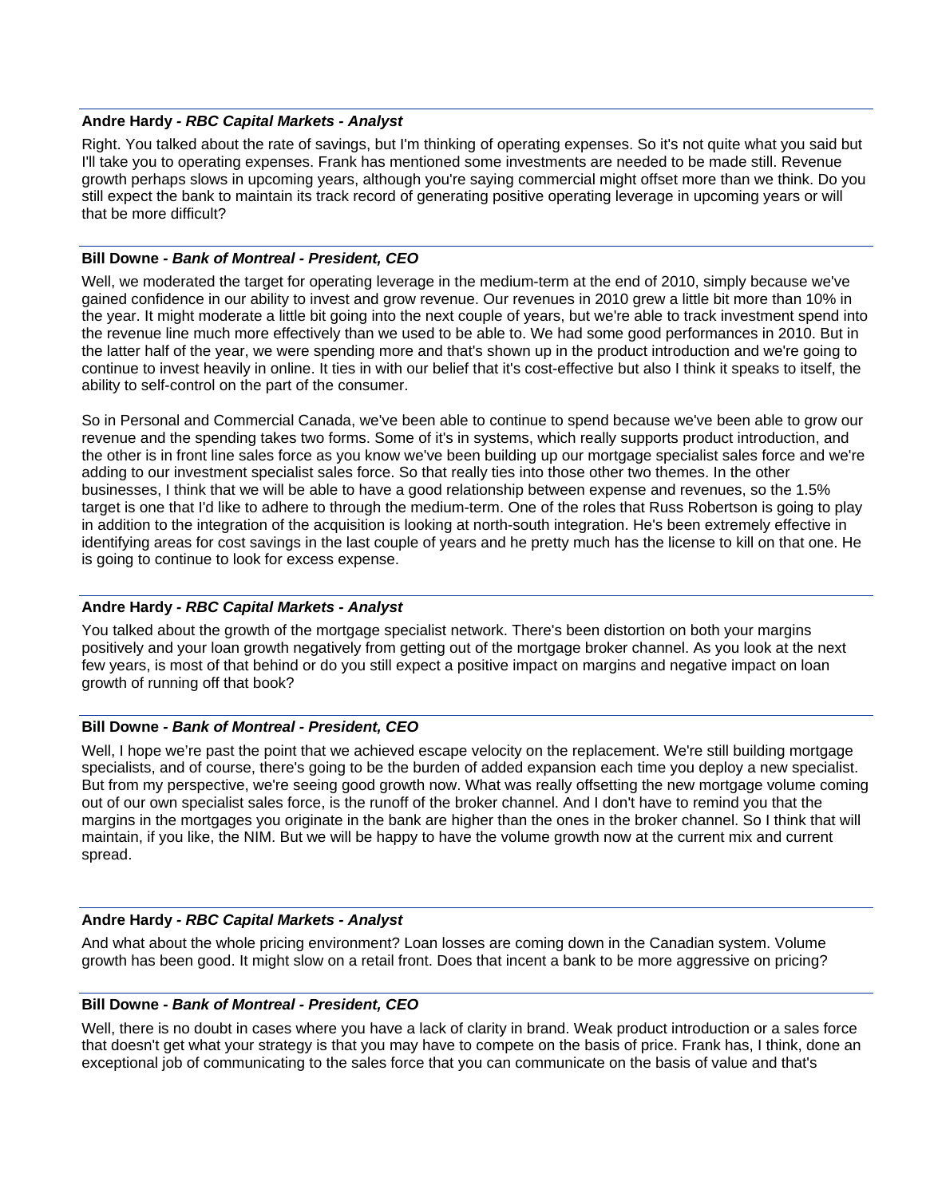**Andre Hardy** - ***RBC Capital Markets - Analyst***

Right. You talked about the rate of savings, but I'm thinking of operating expenses. So it's not quite what you said but I'll take you to operating expenses. Frank has mentioned some investments are needed to be made still. Revenue growth perhaps slows in upcoming years, although you're saying commercial might offset more than we think. Do you still expect the bank to maintain its track record of generating positive operating leverage in upcoming years or will that be more difficult?

---

**Bill Downe** - ***Bank of Montreal - President, CEO***

Well, we moderated the target for operating leverage in the medium-term at the end of 2010, simply because we've gained confidence in our ability to invest and grow revenue. Our revenues in 2010 grew a little bit more than 10% in the year. It might moderate a little bit going into the next couple of years, but we're able to track investment spend into the revenue line much more effectively than we used to be able to. We had some good performances in 2010. But in the latter half of the year, we were spending more and that's shown up in the product introduction and we're going to continue to invest heavily in online. It ties in with our belief that it's cost-effective but also I think it speaks to itself, the ability to self-control on the part of the consumer.

So in Personal and Commercial Canada, we've been able to continue to spend because we've been able to grow our revenue and the spending takes two forms. Some of it's in systems, which really supports product introduction, and the other is in front line sales force as you know we've been building up our mortgage specialist sales force and we're adding to our investment specialist sales force. So that really ties into those other two themes. In the other businesses, I think that we will be able to have a good relationship between expense and revenues, so the 1.5% target is one that I'd like to adhere to through the medium-term. One of the roles that Russ Robertson is going to play in addition to the integration of the acquisition is looking at north-south integration. He's been extremely effective in identifying areas for cost savings in the last couple of years and he pretty much has the license to kill on that one. He is going to continue to look for excess expense.

---

**Andre Hardy** - ***RBC Capital Markets - Analyst***

You talked about the growth of the mortgage specialist network. There's been distortion on both your margins positively and your loan growth negatively from getting out of the mortgage broker channel. As you look at the next few years, is most of that behind or do you still expect a positive impact on margins and negative impact on loan growth of running off that book?

---

**Bill Downe** - ***Bank of Montreal - President, CEO***

Well, I hope we're past the point that we achieved escape velocity on the replacement. We're still building mortgage specialists, and of course, there's going to be the burden of added expansion each time you deploy a new specialist. But from my perspective, we're seeing good growth now. What was really offsetting the new mortgage volume coming out of our own specialist sales force, is the runoff of the broker channel. And I don't have to remind you that the margins in the mortgages you originate in the bank are higher than the ones in the broker channel. So I think that will maintain, if you like, the NIM. But we will be happy to have the volume growth now at the current mix and current spread.

---

**Andre Hardy** - ***RBC Capital Markets - Analyst***

And what about the whole pricing environment? Loan losses are coming down in the Canadian system. Volume growth has been good. It might slow on a retail front. Does that incent a bank to be more aggressive on pricing?

---

**Bill Downe** - ***Bank of Montreal - President, CEO***

Well, there is no doubt in cases where you have a lack of clarity in brand. Weak product introduction or a sales force that doesn't get what your strategy is that you may have to compete on the basis of price. Frank has, I think, done an exceptional job of communicating to the sales force that you can communicate on the basis of value and that's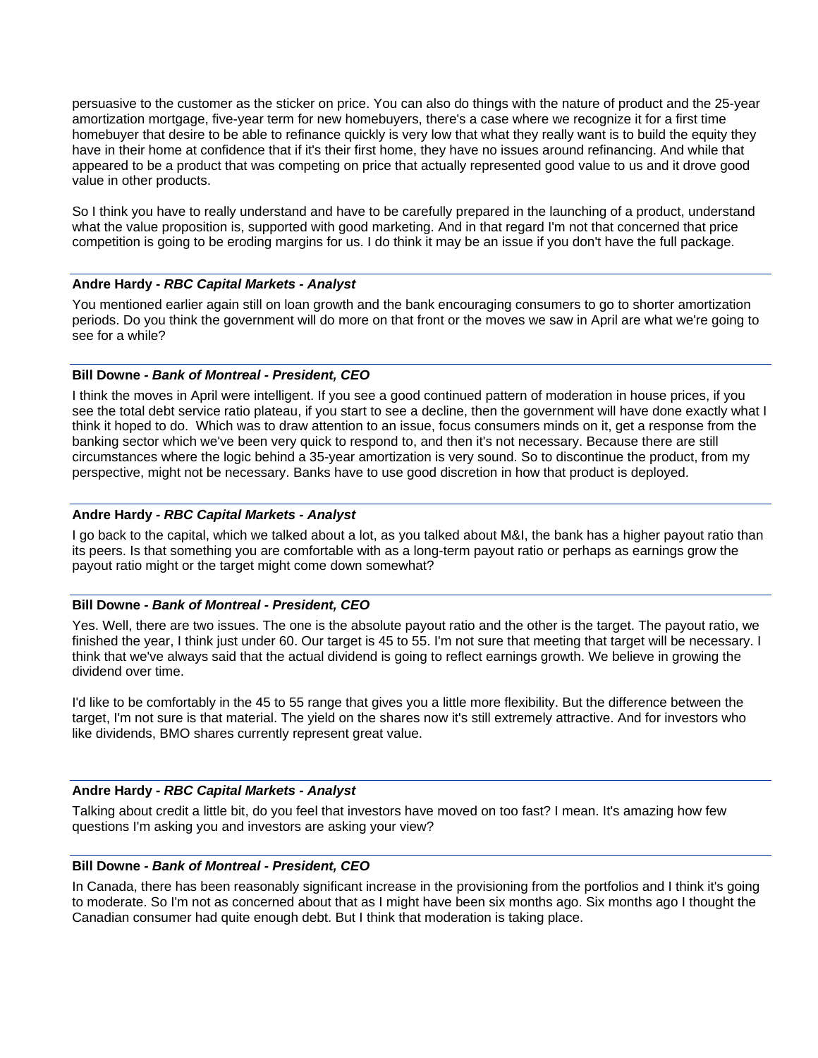persuasive to the customer as the sticker on price. You can also do things with the nature of product and the 25-year amortization mortgage, five-year term for new homebuyers, there's a case where we recognize it for a first time homebuyer that desire to be able to refinance quickly is very low that what they really want is to build the equity they have in their home at confidence that if it's their first home, they have no issues around refinancing. And while that appeared to be a product that was competing on price that actually represented good value to us and it drove good value in other products.

So I think you have to really understand and have to be carefully prepared in the launching of a product, understand what the value proposition is, supported with good marketing. And in that regard I'm not that concerned that price competition is going to be eroding margins for us. I do think it may be an issue if you don't have the full package.

**Andre Hardy - *RBC Capital Markets - Analyst***

You mentioned earlier again still on loan growth and the bank encouraging consumers to go to shorter amortization periods. Do you think the government will do more on that front or the moves we saw in April are what we're going to see for a while?

**Bill Downe - *Bank of Montreal - President, CEO***

I think the moves in April were intelligent. If you see a good continued pattern of moderation in house prices, if you see the total debt service ratio plateau, if you start to see a decline, then the government will have done exactly what I think it hoped to do. Which was to draw attention to an issue, focus consumers minds on it, get a response from the banking sector which we've been very quick to respond to, and then it's not necessary. Because there are still circumstances where the logic behind a 35-year amortization is very sound. So to discontinue the product, from my perspective, might not be necessary. Banks have to use good discretion in how that product is deployed.

**Andre Hardy - *RBC Capital Markets - Analyst***

I go back to the capital, which we talked about a lot, as you talked about M&I, the bank has a higher payout ratio than its peers. Is that something you are comfortable with as a long-term payout ratio or perhaps as earnings grow the payout ratio might or the target might come down somewhat?

**Bill Downe - *Bank of Montreal - President, CEO***

Yes. Well, there are two issues. The one is the absolute payout ratio and the other is the target. The payout ratio, we finished the year, I think just under 60. Our target is 45 to 55. I'm not sure that meeting that target will be necessary. I think that we've always said that the actual dividend is going to reflect earnings growth. We believe in growing the dividend over time.

I'd like to be comfortably in the 45 to 55 range that gives you a little more flexibility. But the difference between the target, I'm not sure is that material. The yield on the shares now it's still extremely attractive. And for investors who like dividends, BMO shares currently represent great value.

**Andre Hardy - *RBC Capital Markets - Analyst***

Talking about credit a little bit, do you feel that investors have moved on too fast? I mean. It's amazing how few questions I'm asking you and investors are asking your view?

**Bill Downe - *Bank of Montreal - President, CEO***

In Canada, there has been reasonably significant increase in the provisioning from the portfolios and I think it's going to moderate. So I'm not as concerned about that as I might have been six months ago. Six months ago I thought the Canadian consumer had quite enough debt. But I think that moderation is taking place.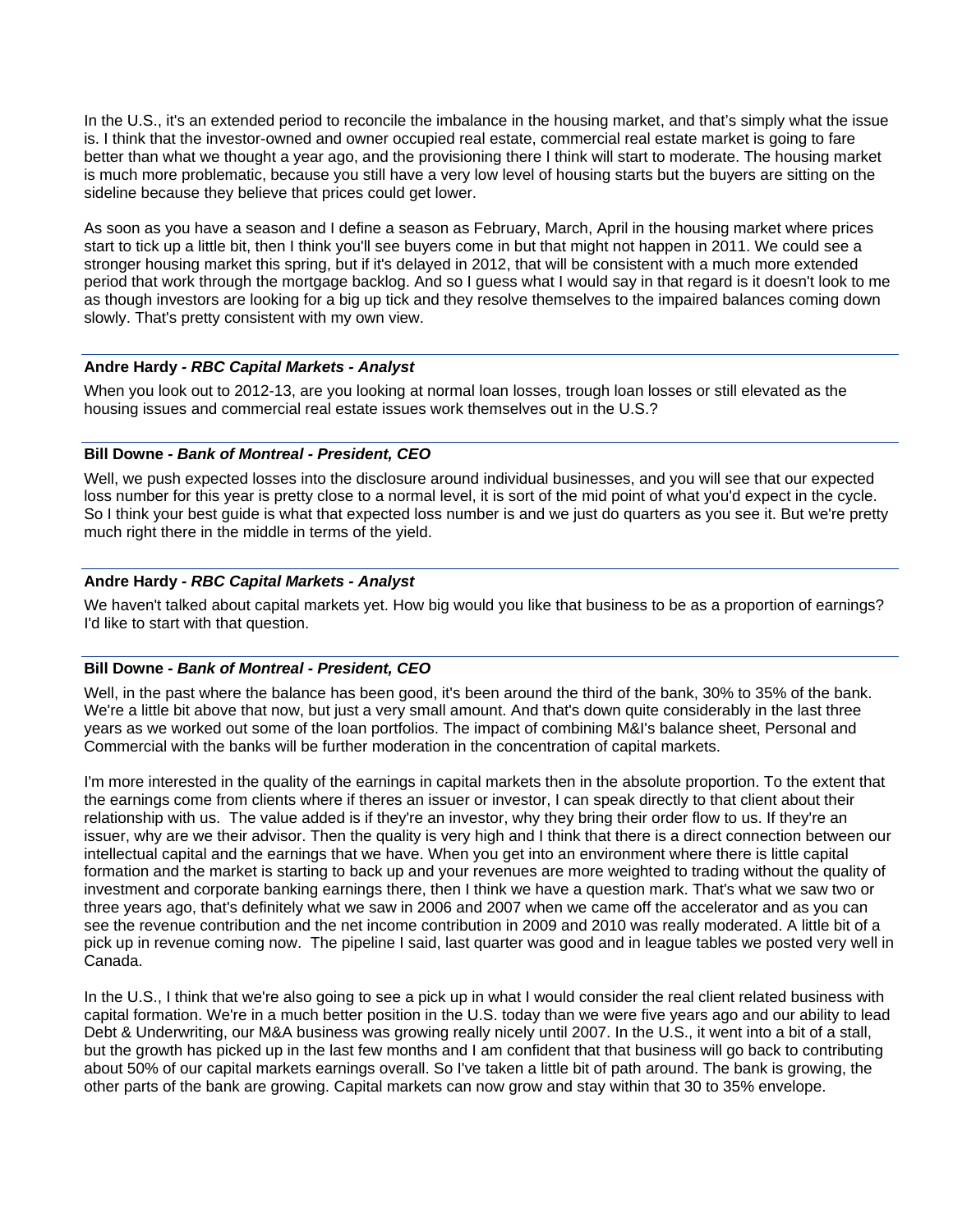In the U.S., it's an extended period to reconcile the imbalance in the housing market, and that's simply what the issue is. I think that the investor-owned and owner occupied real estate, commercial real estate market is going to fare better than what we thought a year ago, and the provisioning there I think will start to moderate. The housing market is much more problematic, because you still have a very low level of housing starts but the buyers are sitting on the sideline because they believe that prices could get lower.

As soon as you have a season and I define a season as February, March, April in the housing market where prices start to tick up a little bit, then I think you'll see buyers come in but that might not happen in 2011. We could see a stronger housing market this spring, but if it's delayed in 2012, that will be consistent with a much more extended period that work through the mortgage backlog. And so I guess what I would say in that regard is it doesn't look to me as though investors are looking for a big up tick and they resolve themselves to the impaired balances coming down slowly. That's pretty consistent with my own view.

**Andre Hardy - *RBC Capital Markets - Analyst***

When you look out to 2012-13, are you looking at normal loan losses, trough loan losses or still elevated as the housing issues and commercial real estate issues work themselves out in the U.S.?

**Bill Downe - *Bank of Montreal - President, CEO***

Well, we push expected losses into the disclosure around individual businesses, and you will see that our expected loss number for this year is pretty close to a normal level, it is sort of the mid point of what you'd expect in the cycle. So I think your best guide is what that expected loss number is and we just do quarters as you see it. But we're pretty much right there in the middle in terms of the yield.

**Andre Hardy - *RBC Capital Markets - Analyst***

We haven't talked about capital markets yet. How big would you like that business to be as a proportion of earnings? I'd like to start with that question.

**Bill Downe - *Bank of Montreal - President, CEO***

Well, in the past where the balance has been good, it's been around the third of the bank, 30% to 35% of the bank. We're a little bit above that now, but just a very small amount. And that's down quite considerably in the last three years as we worked out some of the loan portfolios. The impact of combining M&I's balance sheet, Personal and Commercial with the banks will be further moderation in the concentration of capital markets.

I'm more interested in the quality of the earnings in capital markets then in the absolute proportion. To the extent that the earnings come from clients where if theres an issuer or investor, I can speak directly to that client about their relationship with us. The value added is if they're an investor, why they bring their order flow to us. If they're an issuer, why are we their advisor. Then the quality is very high and I think that there is a direct connection between our intellectual capital and the earnings that we have. When you get into an environment where there is little capital formation and the market is starting to back up and your revenues are more weighted to trading without the quality of investment and corporate banking earnings there, then I think we have a question mark. That's what we saw two or three years ago, that's definitely what we saw in 2006 and 2007 when we came off the accelerator and as you can see the revenue contribution and the net income contribution in 2009 and 2010 was really moderated. A little bit of a pick up in revenue coming now. The pipeline I said, last quarter was good and in league tables we posted very well in Canada.

In the U.S., I think that we're also going to see a pick up in what I would consider the real client related business with capital formation. We're in a much better position in the U.S. today than we were five years ago and our ability to lead Debt & Underwriting, our M&A business was growing really nicely until 2007. In the U.S., it went into a bit of a stall, but the growth has picked up in the last few months and I am confident that that business will go back to contributing about 50% of our capital markets earnings overall. So I've taken a little bit of path around. The bank is growing, the other parts of the bank are growing. Capital markets can now grow and stay within that 30 to 35% envelope.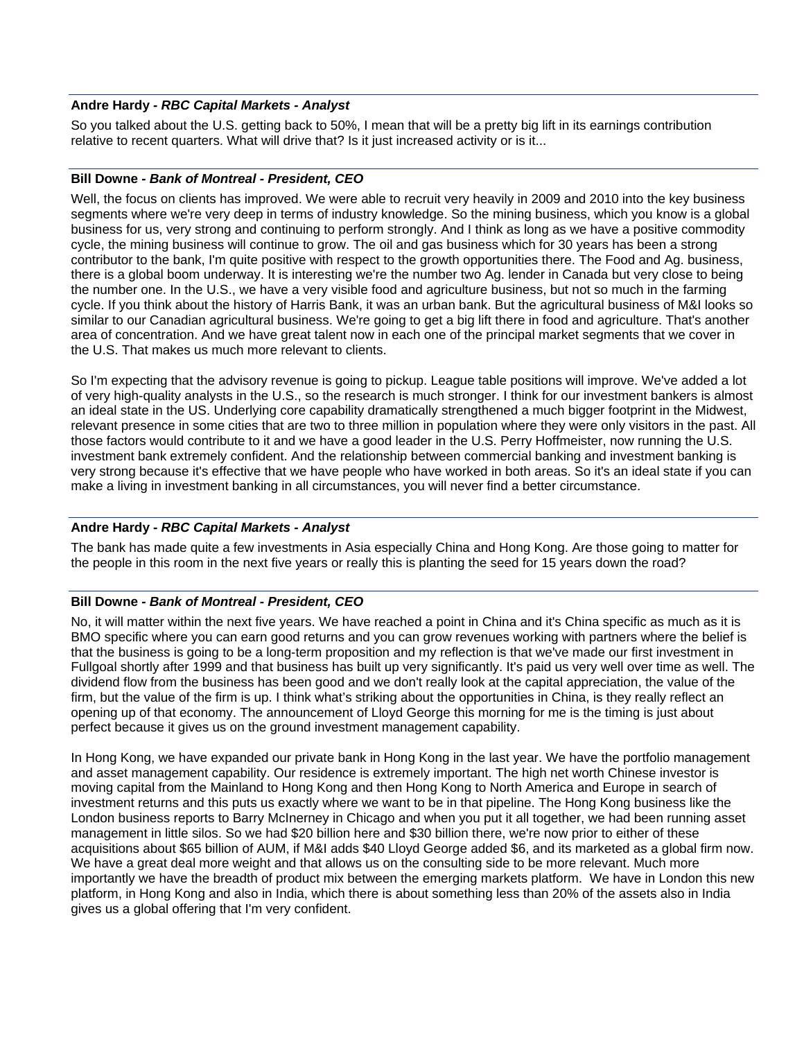**Andre Hardy** - ***RBC Capital Markets - Analyst***

So you talked about the U.S. getting back to 50%, I mean that will be a pretty big lift in its earnings contribution relative to recent quarters. What will drive that? Is it just increased activity or is it...

**Bill Downe** - ***Bank of Montreal - President, CEO***

Well, the focus on clients has improved. We were able to recruit very heavily in 2009 and 2010 into the key business segments where we're very deep in terms of industry knowledge. So the mining business, which you know is a global business for us, very strong and continuing to perform strongly. And I think as long as we have a positive commodity cycle, the mining business will continue to grow. The oil and gas business which for 30 years has been a strong contributor to the bank, I'm quite positive with respect to the growth opportunities there. The Food and Ag. business, there is a global boom underway. It is interesting we're the number two Ag. lender in Canada but very close to being the number one. In the U.S., we have a very visible food and agriculture business, but not so much in the farming cycle. If you think about the history of Harris Bank, it was an urban bank. But the agricultural business of M&I looks so similar to our Canadian agricultural business. We're going to get a big lift there in food and agriculture. That's another area of concentration. And we have great talent now in each one of the principal market segments that we cover in the U.S. That makes us much more relevant to clients.

So I'm expecting that the advisory revenue is going to pickup. League table positions will improve. We've added a lot of very high-quality analysts in the U.S., so the research is much stronger. I think for our investment bankers is almost an ideal state in the US. Underlying core capability dramatically strengthened a much bigger footprint in the Midwest, relevant presence in some cities that are two to three million in population where they were only visitors in the past. All those factors would contribute to it and we have a good leader in the U.S. Perry Hoffmeister, now running the U.S. investment bank extremely confident. And the relationship between commercial banking and investment banking is very strong because it's effective that we have people who have worked in both areas. So it's an ideal state if you can make a living in investment banking in all circumstances, you will never find a better circumstance.

**Andre Hardy** - ***RBC Capital Markets - Analyst***

The bank has made quite a few investments in Asia especially China and Hong Kong. Are those going to matter for the people in this room in the next five years or really this is planting the seed for 15 years down the road?

**Bill Downe** - ***Bank of Montreal - President, CEO***

No, it will matter within the next five years. We have reached a point in China and it's China specific as much as it is BMO specific where you can earn good returns and you can grow revenues working with partners where the belief is that the business is going to be a long-term proposition and my reflection is that we've made our first investment in Fullgoal shortly after 1999 and that business has built up very significantly. It's paid us very well over time as well. The dividend flow from the business has been good and we don't really look at the capital appreciation, the value of the firm, but the value of the firm is up. I think what's striking about the opportunities in China, is they really reflect an opening up of that economy. The announcement of Lloyd George this morning for me is the timing is just about perfect because it gives us on the ground investment management capability.

In Hong Kong, we have expanded our private bank in Hong Kong in the last year. We have the portfolio management and asset management capability. Our residence is extremely important. The high net worth Chinese investor is moving capital from the Mainland to Hong Kong and then Hong Kong to North America and Europe in search of investment returns and this puts us exactly where we want to be in that pipeline. The Hong Kong business like the London business reports to Barry McInerney in Chicago and when you put it all together, we had been running asset management in little silos. So we had $20 billion here and $30 billion there, we're now prior to either of these acquisitions about $65 billion of AUM, if M&I adds $40 Lloyd George added $6, and its marketed as a global firm now. We have a great deal more weight and that allows us on the consulting side to be more relevant. Much more importantly we have the breadth of product mix between the emerging markets platform. We have in London this new platform, in Hong Kong and also in India, which there is about something less than 20% of the assets also in India gives us a global offering that I'm very confident.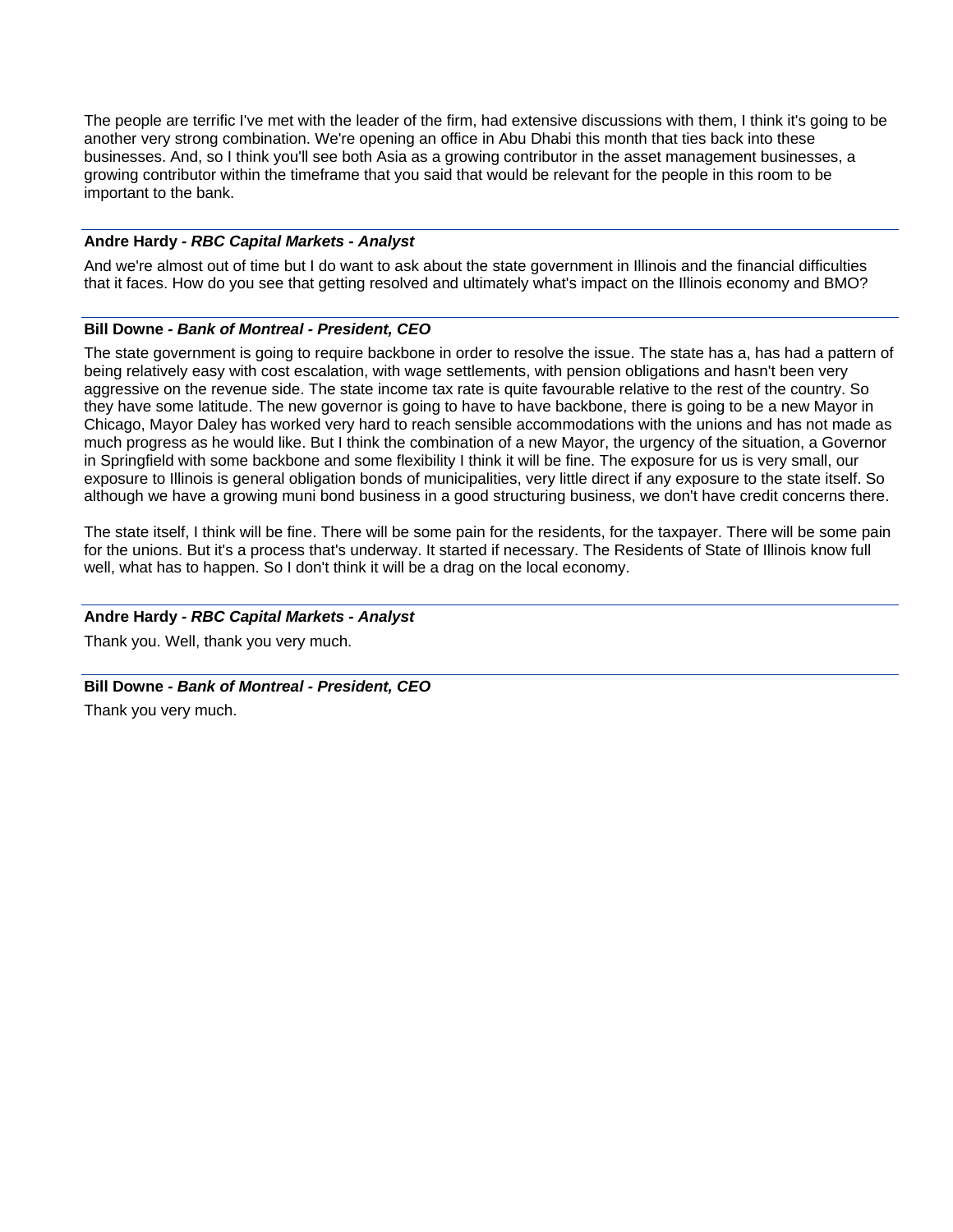The people are terrific I've met with the leader of the firm, had extensive discussions with them, I think it's going to be another very strong combination. We're opening an office in Abu Dhabi this month that ties back into these businesses. And, so I think you'll see both Asia as a growing contributor in the asset management businesses, a growing contributor within the timeframe that you said that would be relevant for the people in this room to be important to the bank.

**Andre Hardy - *RBC Capital Markets - Analyst***

And we're almost out of time but I do want to ask about the state government in Illinois and the financial difficulties that it faces. How do you see that getting resolved and ultimately what's impact on the Illinois economy and BMO?

**Bill Downe - *Bank of Montreal - President, CEO***

The state government is going to require backbone in order to resolve the issue. The state has a, has had a pattern of being relatively easy with cost escalation, with wage settlements, with pension obligations and hasn't been very aggressive on the revenue side. The state income tax rate is quite favourable relative to the rest of the country. So they have some latitude. The new governor is going to have to have backbone, there is going to be a new Mayor in Chicago, Mayor Daley has worked very hard to reach sensible accommodations with the unions and has not made as much progress as he would like. But I think the combination of a new Mayor, the urgency of the situation, a Governor in Springfield with some backbone and some flexibility I think it will be fine. The exposure for us is very small, our exposure to Illinois is general obligation bonds of municipalities, very little direct if any exposure to the state itself. So although we have a growing muni bond business in a good structuring business, we don't have credit concerns there.

The state itself, I think will be fine. There will be some pain for the residents, for the taxpayer. There will be some pain for the unions. But it's a process that's underway. It started if necessary. The Residents of State of Illinois know full well, what has to happen. So I don't think it will be a drag on the local economy.

**Andre Hardy - *RBC Capital Markets - Analyst***

Thank you. Well, thank you very much.

**Bill Downe - *Bank of Montreal - President, CEO***

Thank you very much.